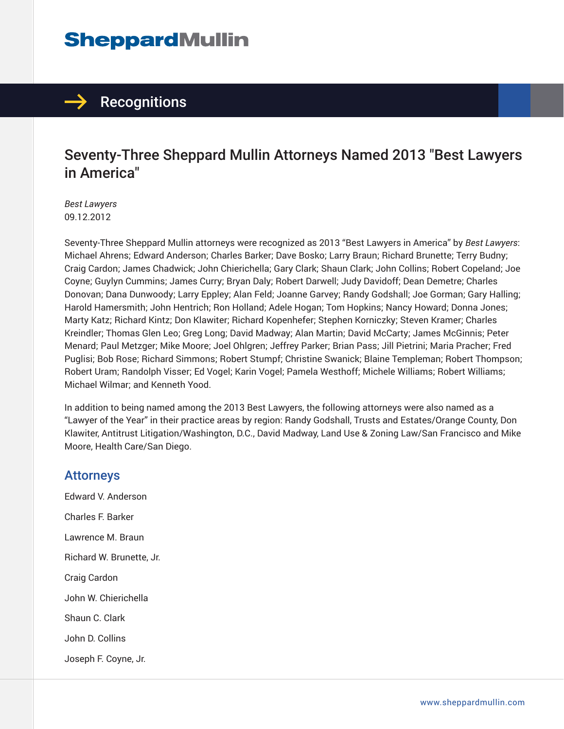# SheppardMullin

## Recognitions

# Seventy-Three Sheppard Mullin Attorneys Named 2013 "Best Lawyers in America"

*Best Lawyers*
09.12.2012

Seventy-Three Sheppard Mullin attorneys were recognized as 2013 "Best Lawyers in America" by *Best Lawyers*: Michael Ahrens; Edward Anderson; Charles Barker; Dave Bosko; Larry Braun; Richard Brunette; Terry Budny; Craig Cardon; James Chadwick; John Chierichella; Gary Clark; Shaun Clark; John Collins; Robert Copeland; Joe Coyne; Guylyn Cummins; James Curry; Bryan Daly; Robert Darwell; Judy Davidoff; Dean Demetre; Charles Donovan; Dana Dunwoody; Larry Eppley; Alan Feld; Joanne Garvey; Randy Godshall; Joe Gorman; Gary Halling; Harold Hamersmith; John Hentrich; Ron Holland; Adele Hogan; Tom Hopkins; Nancy Howard; Donna Jones; Marty Katz; Richard Kintz; Don Klawiter; Richard Kopenhefer; Stephen Korniczky; Steven Kramer; Charles Kreindler; Thomas Glen Leo; Greg Long; David Madway; Alan Martin; David McCarty; James McGinnis; Peter Menard; Paul Metzger; Mike Moore; Joel Ohlgren; Jeffrey Parker; Brian Pass; Jill Pietrini; Maria Pracher; Fred Puglisi; Bob Rose; Richard Simmons; Robert Stumpf; Christine Swanick; Blaine Templeman; Robert Thompson; Robert Uram; Randolph Visser; Ed Vogel; Karin Vogel; Pamela Westhoff; Michele Williams; Robert Williams; Michael Wilmar; and Kenneth Yood.

In addition to being named among the 2013 Best Lawyers, the following attorneys were also named as a "Lawyer of the Year" in their practice areas by region: Randy Godshall, Trusts and Estates/Orange County, Don Klawiter, Antitrust Litigation/Washington, D.C., David Madway, Land Use & Zoning Law/San Francisco and Mike Moore, Health Care/San Diego.

## Attorneys

Edward V. Anderson

Charles F. Barker

Lawrence M. Braun

Richard W. Brunette, Jr.

Craig Cardon

John W. Chierichella

Shaun C. Clark

John D. Collins

Joseph F. Coyne, Jr.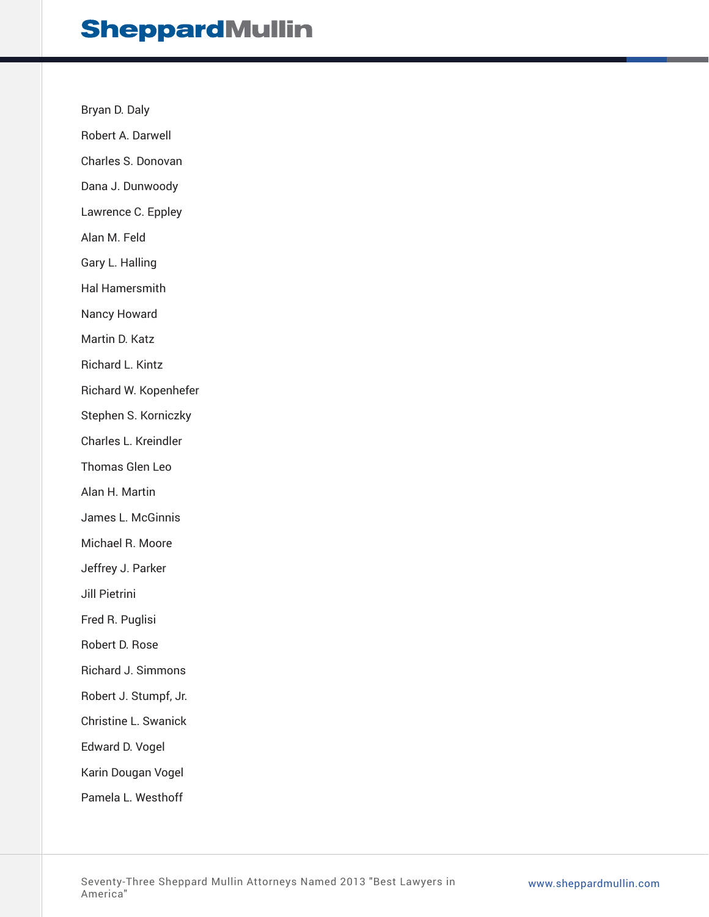Bryan D. Daly

Robert A. Darwell

Charles S. Donovan

Dana J. Dunwoody

Lawrence C. Eppley

Alan M. Feld

Gary L. Halling

Hal Hamersmith

Nancy Howard

Martin D. Katz

Richard L. Kintz

Richard W. Kopenhefer

Stephen S. Korniczky

Charles L. Kreindler

Thomas Glen Leo

Alan H. Martin

James L. McGinnis

Michael R. Moore

Jeffrey J. Parker

Jill Pietrini

Fred R. Puglisi

Robert D. Rose

Richard J. Simmons

Robert J. Stumpf, Jr.

Christine L. Swanick

Edward D. Vogel

Karin Dougan Vogel

Pamela L. Westhoff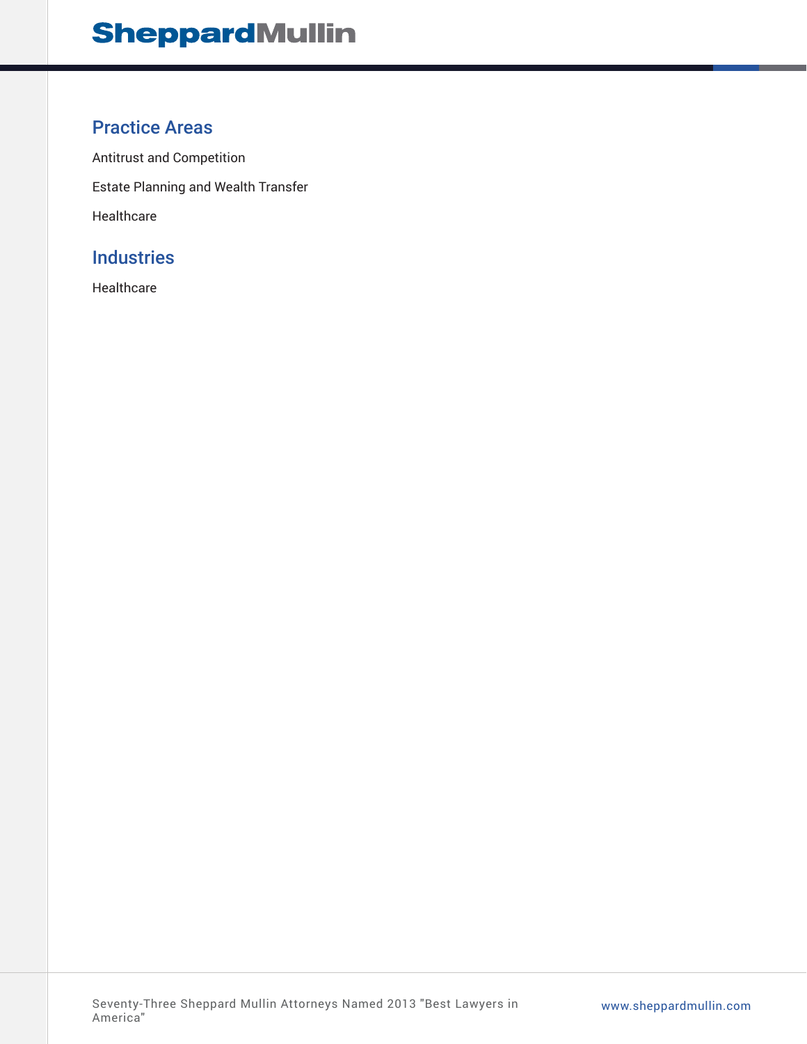## Practice Areas

Antitrust and Competition

Estate Planning and Wealth Transfer

Healthcare

## Industries

Healthcare